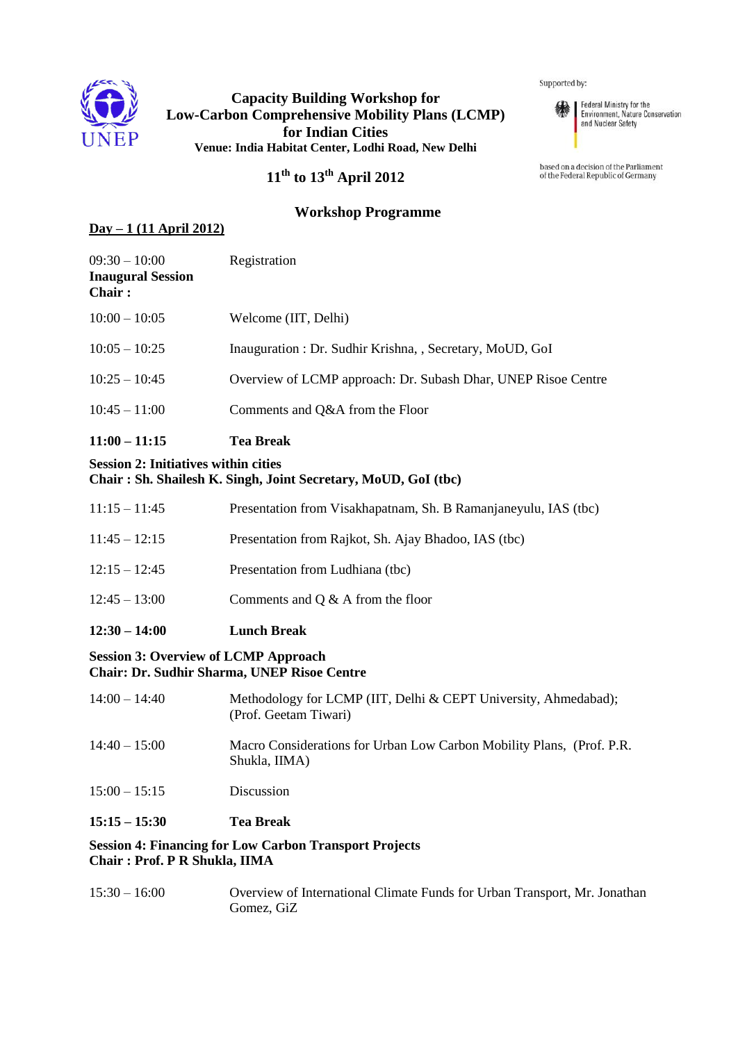UNEP

# Capacity Building Workshop for Low-Carbon Comprehensive Mobility Plans (LCMP) for Indian Cities

**Venue: India Habitat Center, Lodhi Road, New Delhi**

Supported by:

Federal Ministry for the Environment, Nature Conservation and Nuclear Safety

based on a decision of the Parliament of the Federal Republic of Germany

## 11th to 13th April 2012

## Workshop Programme

**Day – 1 (11 April 2012)**

| | |
|---|---|
| 09:30 – 10:00 | Registration |

**Inaugural Session**
**Chair :**

| | |
|---|---|
| 10:00 – 10:05 | Welcome (IIT, Delhi) |
| 10:05 – 10:25 | Inauguration : Dr. Sudhir Krishna, , Secretary, MoUD, GoI |
| 10:25 – 10:45 | Overview of LCMP approach: Dr. Subash Dhar, UNEP Risoe Centre |
| 10:45 – 11:00 | Comments and Q&A from the Floor |
| **11:00 – 11:15** | **Tea Break** |

**Session 2: Initiatives within cities**
**Chair : Sh. Shailesh K. Singh, Joint Secretary, MoUD, GoI (tbc)**

| | |
|---|---|
| 11:15 – 11:45 | Presentation from Visakhapatnam, Sh. B Ramanjaneyulu, IAS (tbc) |
| 11:45 – 12:15 | Presentation from Rajkot, Sh. Ajay Bhadoo, IAS (tbc) |
| 12:15 – 12:45 | Presentation from Ludhiana (tbc) |
| 12:45 – 13:00 | Comments and Q & A from the floor |
| **12:30 – 14:00** | **Lunch Break** |

**Session 3: Overview of LCMP Approach**
**Chair: Dr. Sudhir Sharma, UNEP Risoe Centre**

| | |
|---|---|
| 14:00 – 14:40 | Methodology for LCMP (IIT, Delhi & CEPT University, Ahmedabad); (Prof. Geetam Tiwari) |
| 14:40 – 15:00 | Macro Considerations for Urban Low Carbon Mobility Plans, (Prof. P.R. Shukla, IIMA) |
| 15:00 – 15:15 | Discussion |
| **15:15 – 15:30** | **Tea Break** |

**Session 4: Financing for Low Carbon Transport Projects**
**Chair : Prof. P R Shukla, IIMA**

| | |
|---|---|
| 15:30 – 16:00 | Overview of International Climate Funds for Urban Transport, Mr. Jonathan Gomez, GiZ |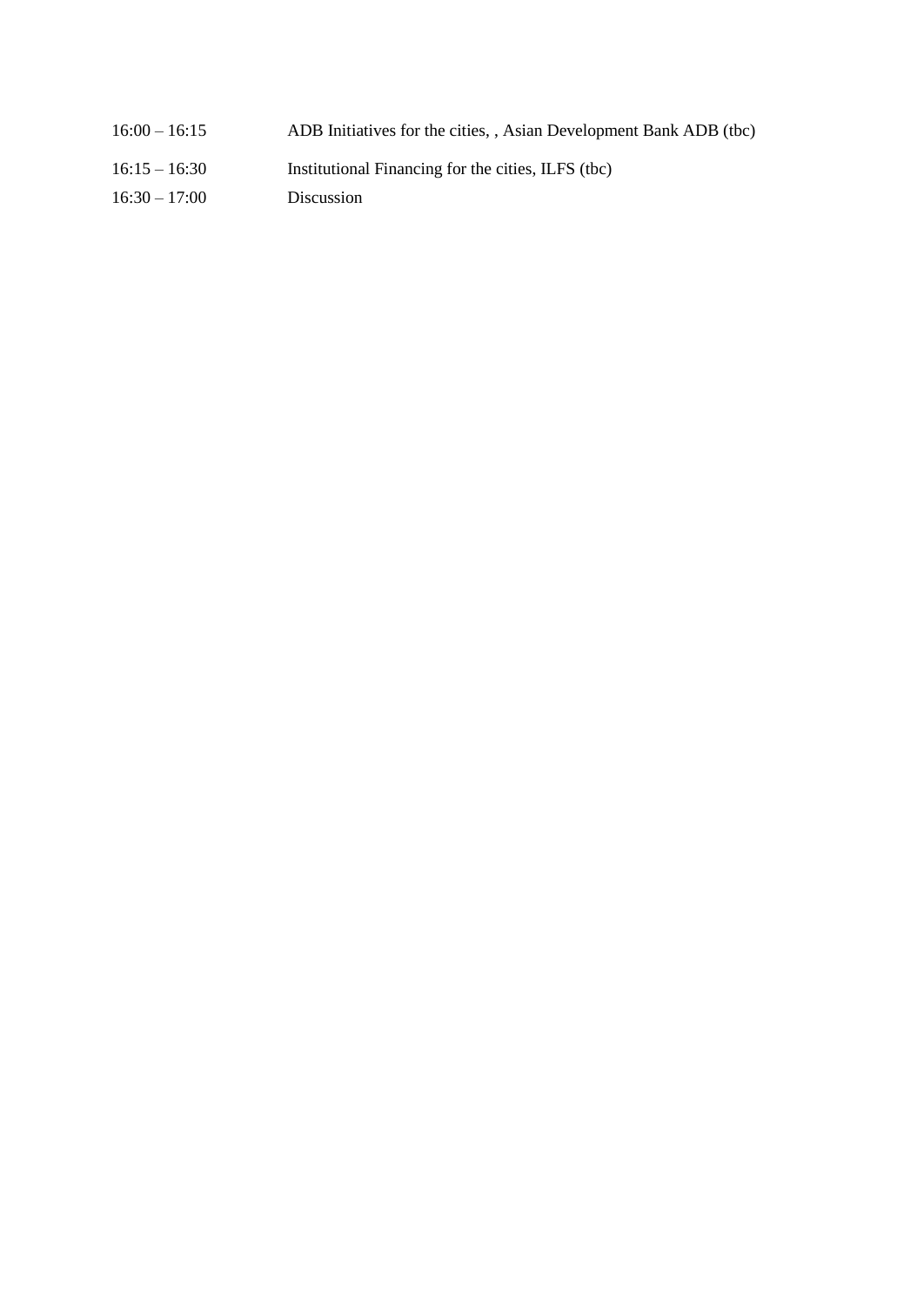| | |
|---|---|
| 16:00 – 16:15 | ADB Initiatives for the cities, , Asian Development Bank ADB (tbc) |
| 16:15 – 16:30 | Institutional Financing for the cities, ILFS (tbc) |
| 16:30 – 17:00 | Discussion |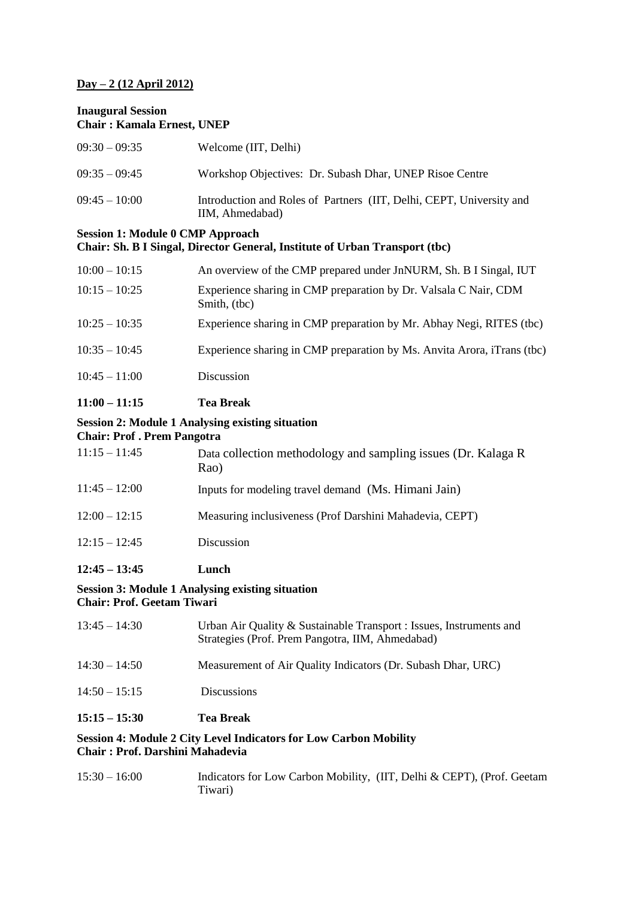**Day – 2 (12 April 2012)**

**Inaugural Session**
**Chair : Kamala Ernest, UNEP**

| | |
|---|---|
| 09:30 – 09:35 | Welcome (IIT, Delhi) |
| 09:35 – 09:45 | Workshop Objectives: Dr. Subash Dhar, UNEP Risoe Centre |
| 09:45 – 10:00 | Introduction and Roles of Partners (IIT, Delhi, CEPT, University and IIM, Ahmedabad) |

**Session 1: Module 0 CMP Approach**
**Chair: Sh. B I Singal, Director General, Institute of Urban Transport (tbc)**

| | |
|---|---|
| 10:00 – 10:15 | An overview of the CMP prepared under JnNURM, Sh. B I Singal, IUT |
| 10:15 – 10:25 | Experience sharing in CMP preparation by Dr. Valsala C Nair, CDM Smith, (tbc) |
| 10:25 – 10:35 | Experience sharing in CMP preparation by Mr. Abhay Negi, RITES (tbc) |
| 10:35 – 10:45 | Experience sharing in CMP preparation by Ms. Anvita Arora, iTrans (tbc) |
| 10:45 – 11:00 | Discussion |
| **11:00 – 11:15** | **Tea Break** |

**Session 2: Module 1 Analysing existing situation**
**Chair: Prof . Prem Pangotra**

| | |
|---|---|
| 11:15 – 11:45 | Data collection methodology and sampling issues (Dr. Kalaga R Rao) |
| 11:45 – 12:00 | Inputs for modeling travel demand (Ms. Himani Jain) |
| 12:00 – 12:15 | Measuring inclusiveness (Prof Darshini Mahadevia, CEPT) |
| 12:15 – 12:45 | Discussion |
| **12:45 – 13:45** | **Lunch** |

**Session 3: Module 1 Analysing existing situation**
**Chair: Prof. Geetam Tiwari**

| | |
|---|---|
| 13:45 – 14:30 | Urban Air Quality & Sustainable Transport : Issues, Instruments and Strategies (Prof. Prem Pangotra, IIM, Ahmedabad) |
| 14:30 – 14:50 | Measurement of Air Quality Indicators (Dr. Subash Dhar, URC) |
| 14:50 – 15:15 | Discussions |
| **15:15 – 15:30** | **Tea Break** |

**Session 4: Module 2 City Level Indicators for Low Carbon Mobility**
**Chair : Prof. Darshini Mahadevia**

| | |
|---|---|
| 15:30 – 16:00 | Indicators for Low Carbon Mobility, (IIT, Delhi & CEPT), (Prof. Geetam Tiwari) |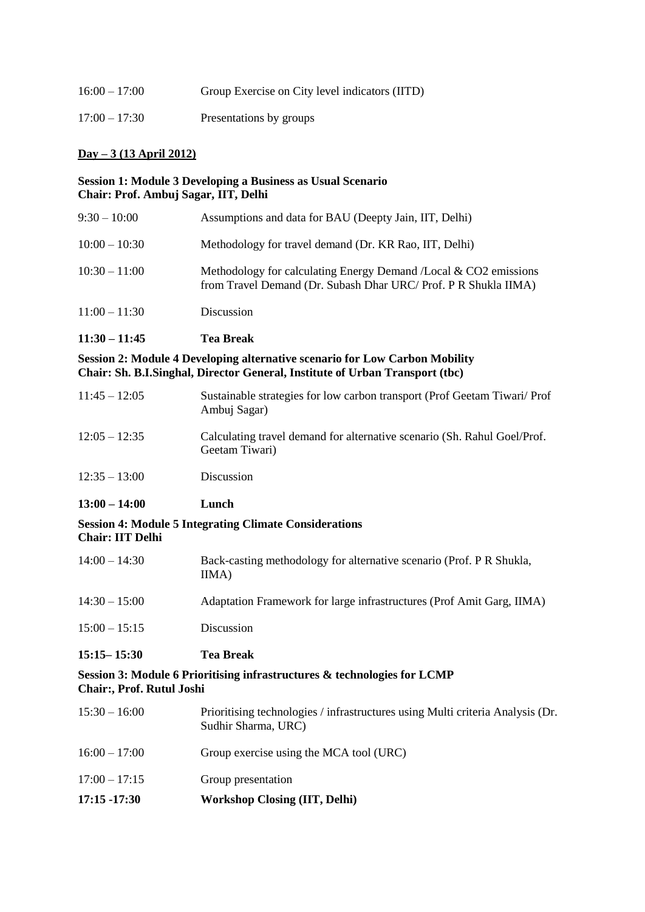| | |
|---|---|
| 16:00 – 17:00 | Group Exercise on City level indicators (IITD) |
| 17:00 – 17:30 | Presentations by groups |

**Day – 3 (13 April 2012)**

**Session 1: Module 3 Developing a Business as Usual Scenario**
**Chair: Prof. Ambuj Sagar, IIT, Delhi**

| | |
|---|---|
| 9:30 – 10:00 | Assumptions and data for BAU (Deepty Jain, IIT, Delhi) |
| 10:00 – 10:30 | Methodology for travel demand (Dr. KR Rao, IIT, Delhi) |
| 10:30 – 11:00 | Methodology for calculating Energy Demand /Local & $CO_2$ emissions from Travel Demand (Dr. Subash Dhar URC/ Prof. P R Shukla IIMA) |
| 11:00 – 11:30 | Discussion |
| **11:30 – 11:45** | **Tea Break** |

**Session 2: Module 4 Developing alternative scenario for Low Carbon Mobility**
**Chair: Sh. B.I.Singhal, Director General, Institute of Urban Transport (tbc)**

| | |
|---|---|
| 11:45 – 12:05 | Sustainable strategies for low carbon transport (Prof Geetam Tiwari/ Prof Ambuj Sagar) |
| 12:05 – 12:35 | Calculating travel demand for alternative scenario (Sh. Rahul Goel/Prof. Geetam Tiwari) |
| 12:35 – 13:00 | Discussion |
| **13:00 – 14:00** | **Lunch** |

**Session 4: Module 5 Integrating Climate Considerations**
**Chair: IIT Delhi**

| | |
|---|---|
| 14:00 – 14:30 | Back-casting methodology for alternative scenario (Prof. P R Shukla, IIMA) |
| 14:30 – 15:00 | Adaptation Framework for large infrastructures (Prof Amit Garg, IIMA) |
| 15:00 – 15:15 | Discussion |
| **15:15– 15:30** | **Tea Break** |

**Session 3: Module 6 Prioritising infrastructures & technologies for LCMP**
**Chair:, Prof. Rutul Joshi**

| | |
|---|---|
| 15:30 – 16:00 | Prioritising technologies / infrastructures using Multi criteria Analysis (Dr. Sudhir Sharma, URC) |
| 16:00 – 17:00 | Group exercise using the MCA tool (URC) |
| 17:00 – 17:15 | Group presentation |
| **17:15 -17:30** | **Workshop Closing (IIT, Delhi)** |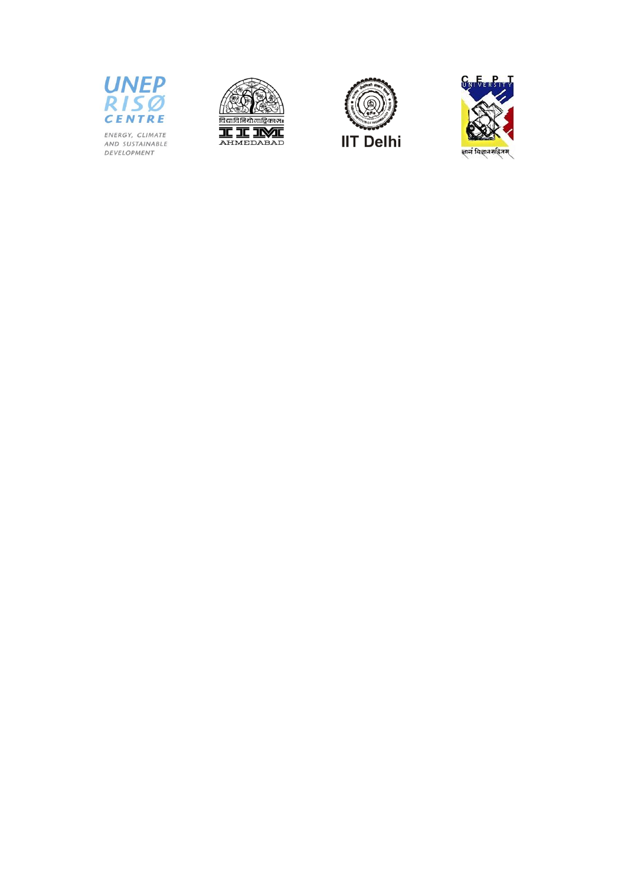UNEP RISØ CENTRE

ENERGY, CLIMATE AND SUSTAINABLE DEVELOPMENT

विद्याविनियोगाद्विकासः

IIM AHMEDABAD

IIT Delhi

CEPT UNIVERSITY

ज्ञानं विज्ञानसहितम्